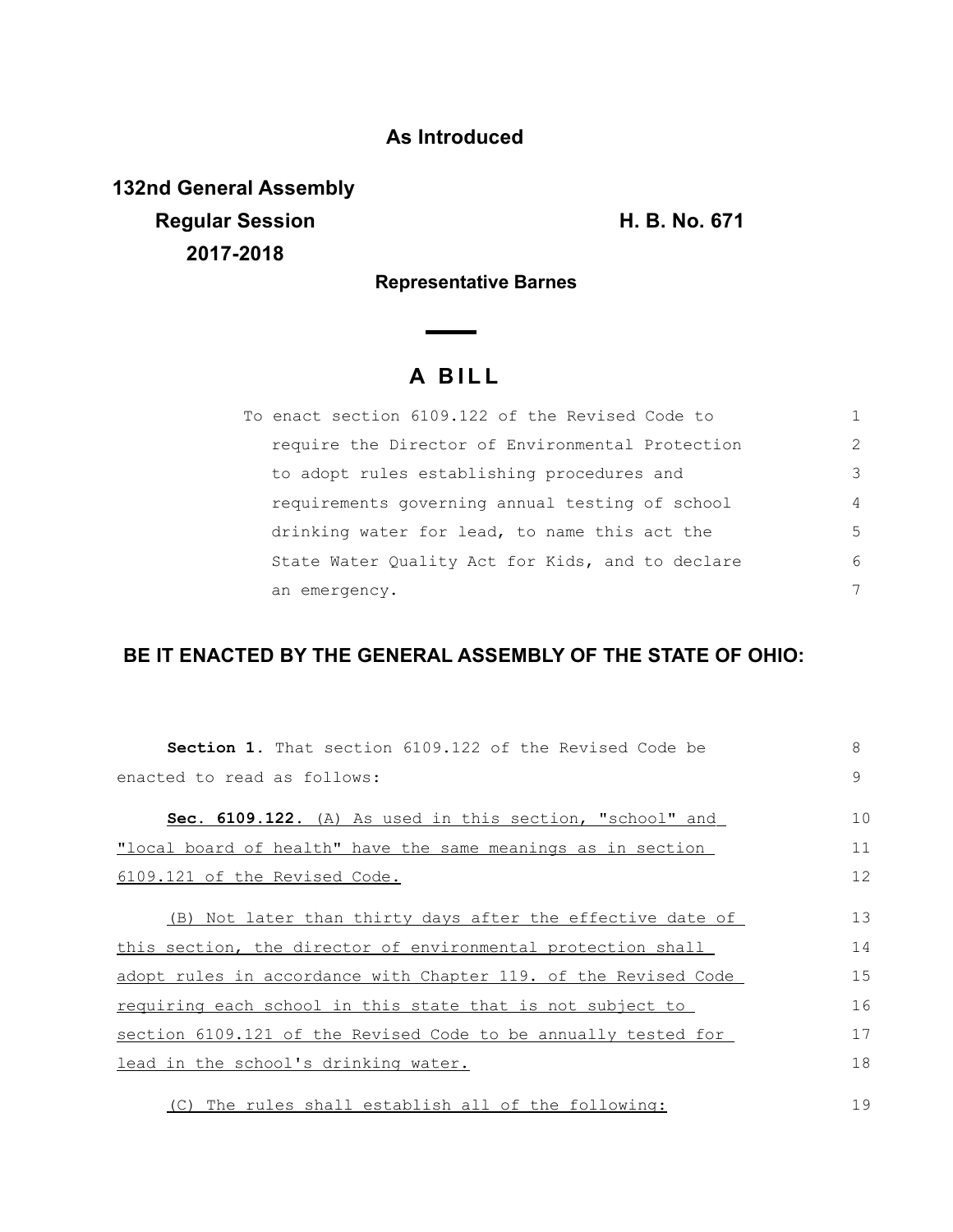**As Introduced**

**132nd General Assembly**
**Regular Session**
**2017-2018**

**H. B. No. 671**

**Representative Barnes**

# A BILL

To enact section 6109.122 of the Revised Code to require the Director of Environmental Protection to adopt rules establishing procedures and requirements governing annual testing of school drinking water for lead, to name this act the State Water Quality Act for Kids, and to declare an emergency.

**BE IT ENACTED BY THE GENERAL ASSEMBLY OF THE STATE OF OHIO:**

**Section 1.** That section 6109.122 of the Revised Code be enacted to read as follows:

**Sec. 6109.122.** (A) As used in this section, "school" and "local board of health" have the same meanings as in section 6109.121 of the Revised Code.

(B) Not later than thirty days after the effective date of this section, the director of environmental protection shall adopt rules in accordance with Chapter 119. of the Revised Code requiring each school in this state that is not subject to section 6109.121 of the Revised Code to be annually tested for lead in the school's drinking water.

(C) The rules shall establish all of the following: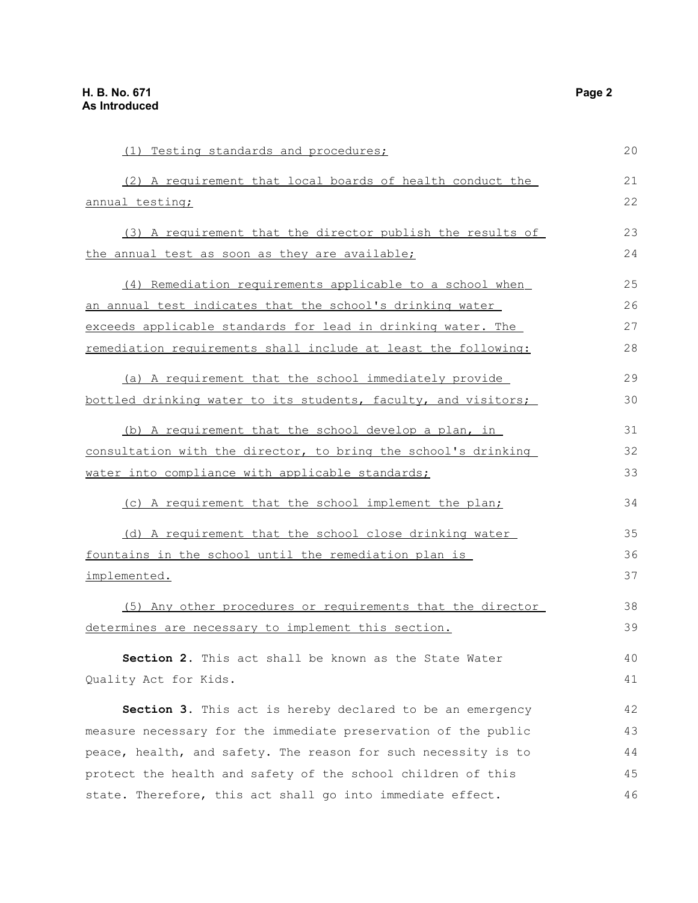(1) Testing standards and procedures;

(2) A requirement that local boards of health conduct the annual testing;

(3) A requirement that the director publish the results of the annual test as soon as they are available;

(4) Remediation requirements applicable to a school when an annual test indicates that the school's drinking water exceeds applicable standards for lead in drinking water. The remediation requirements shall include at least the following:

(a) A requirement that the school immediately provide bottled drinking water to its students, faculty, and visitors;

(b) A requirement that the school develop a plan, in consultation with the director, to bring the school's drinking water into compliance with applicable standards;

(c) A requirement that the school implement the plan;

(d) A requirement that the school close drinking water fountains in the school until the remediation plan is implemented.

(5) Any other procedures or requirements that the director determines are necessary to implement this section.

**Section 2.** This act shall be known as the State Water Quality Act for Kids.

**Section 3.** This act is hereby declared to be an emergency measure necessary for the immediate preservation of the public peace, health, and safety. The reason for such necessity is to protect the health and safety of the school children of this state. Therefore, this act shall go into immediate effect.